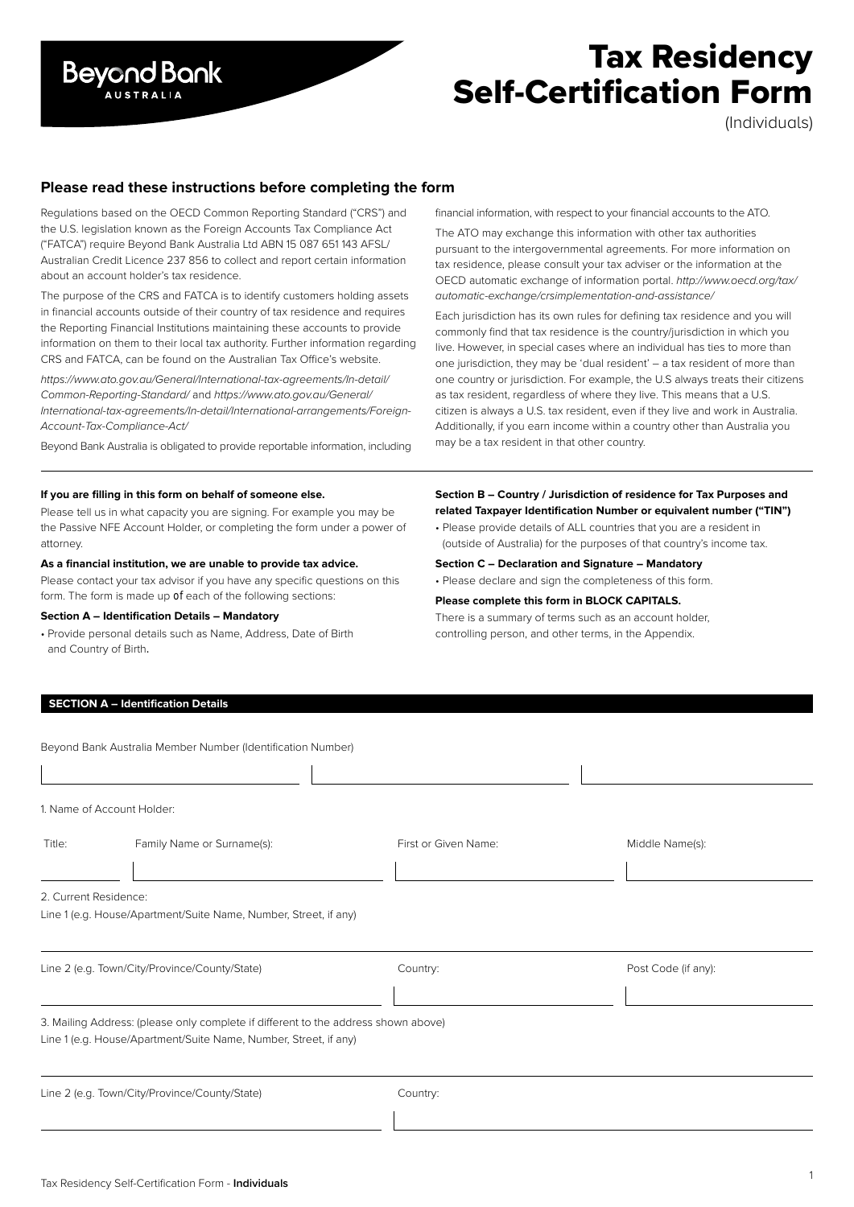Beyond Bank
AUSTRALIA

# Tax Residency Self-Certification Form

(Individuals)

## Please read these instructions before completing the form

Regulations based on the OECD Common Reporting Standard ("CRS") and the U.S. legislation known as the Foreign Accounts Tax Compliance Act ("FATCA") require Beyond Bank Australia Ltd ABN 15 087 651 143 AFSL/ Australian Credit Licence 237 856 to collect and report certain information about an account holder's tax residence.

The purpose of the CRS and FATCA is to identify customers holding assets in financial accounts outside of their country of tax residence and requires the Reporting Financial Institutions maintaining these accounts to provide information on them to their local tax authority. Further information regarding CRS and FATCA, can be found on the Australian Tax Office's website.

*https://www.ato.gov.au/General/International-tax-agreements/In-detail/Common-Reporting-Standard/* and *https://www.ato.gov.au/General/International-tax-agreements/In-detail/International-arrangements/Foreign-Account-Tax-Compliance-Act/*

Beyond Bank Australia is obligated to provide reportable information, including financial information, with respect to your financial accounts to the ATO.

The ATO may exchange this information with other tax authorities pursuant to the intergovernmental agreements. For more information on tax residence, please consult your tax adviser or the information at the OECD automatic exchange of information portal. *http://www.oecd.org/tax/automatic-exchange/crsimplementation-and-assistance/*

Each jurisdiction has its own rules for defining tax residence and you will commonly find that tax residence is the country/jurisdiction in which you live. However, in special cases where an individual has ties to more than one jurisdiction, they may be 'dual resident' – a tax resident of more than one country or jurisdiction. For example, the U.S always treats their citizens as tax resident, regardless of where they live. This means that a U.S. citizen is always a U.S. tax resident, even if they live and work in Australia. Additionally, if you earn income within a country other than Australia you may be a tax resident in that other country.

**If you are filling in this form on behalf of someone else.**

Please tell us in what capacity you are signing. For example you may be the Passive NFE Account Holder, or completing the form under a power of attorney.

**As a financial institution, we are unable to provide tax advice.**

Please contact your tax advisor if you have any specific questions on this form. The form is made up of each of the following sections:

**Section A – Identification Details – Mandatory**

- Provide personal details such as Name, Address, Date of Birth and Country of Birth.

**Section B – Country / Jurisdiction of residence for Tax Purposes and related Taxpayer Identification Number or equivalent number ("TIN")**

- Please provide details of ALL countries that you are a resident in (outside of Australia) for the purposes of that country's income tax.

**Section C – Declaration and Signature – Mandatory**

- Please declare and sign the completeness of this form.

**Please complete this form in BLOCK CAPITALS.**

There is a summary of terms such as an account holder, controlling person, and other terms, in the Appendix.

## SECTION A – Identification Details

Beyond Bank Australia Member Number (Identification Number)

| | | |
|---|---|---|
| | | |

1. Name of Account Holder:

| Title: | Family Name or Surname(s): | First or Given Name: | Middle Name(s): |
|---|---|---|---|
| | | | |

2. Current Residence:

Line 1 (e.g. House/Apartment/Suite Name, Number, Street, if any)

| Line 2 (e.g. Town/City/Province/County/State) | Country: | Post Code (if any): |
|---|---|---|
| | | |

3. Mailing Address: (please only complete if different to the address shown above)

Line 1 (e.g. House/Apartment/Suite Name, Number, Street, if any)

| Line 2 (e.g. Town/City/Province/County/State) | Country: |
|---|---|
| | |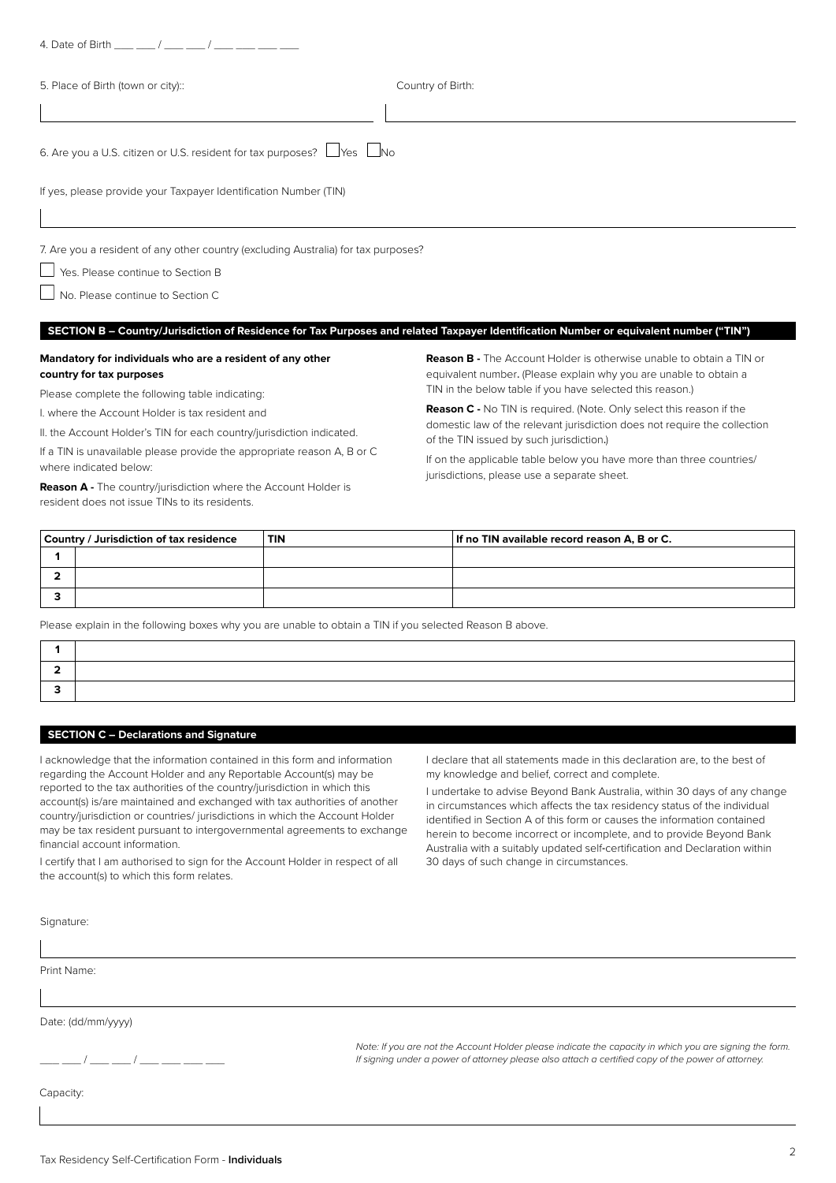4. Date of Birth ___ ___ / ___ ___ / ___ ___ ___ ___

5. Place of Birth (town or city)::

Country of Birth:

6. Are you a U.S. citizen or U.S. resident for tax purposes? ☐ Yes ☐ No

If yes, please provide your Taxpayer Identification Number (TIN)

7. Are you a resident of any other country (excluding Australia) for tax purposes?

☐ Yes. Please continue to Section B

☐ No. Please continue to Section C

## SECTION B – Country/Jurisdiction of Residence for Tax Purposes and related Taxpayer Identification Number or equivalent number ("TIN")

**Mandatory for individuals who are a resident of any other country for tax purposes**

Please complete the following table indicating:

I. where the Account Holder is tax resident and

II. the Account Holder's TIN for each country/jurisdiction indicated.

If a TIN is unavailable please provide the appropriate reason A, B or C where indicated below:

**Reason A -** The country/jurisdiction where the Account Holder is resident does not issue TINs to its residents.

**Reason B -** The Account Holder is otherwise unable to obtain a TIN or equivalent number**.** (Please explain why you are unable to obtain a TIN in the below table if you have selected this reason.)

**Reason C -** No TIN is required. (Note. Only select this reason if the domestic law of the relevant jurisdiction does not require the collection of the TIN issued by such jurisdiction**.**)

If on the applicable table below you have more than three countries/ jurisdictions, please use a separate sheet.

| | Country / Jurisdiction of tax residence | TIN | If no TIN available record reason A, B or C. |
|---|---|---|---|
| 1 | | | |
| 2 | | | |
| 3 | | | |

Please explain in the following boxes why you are unable to obtain a TIN if you selected Reason B above.

| | |
|---|---|
| 1 | |
| 2 | |
| 3 | |

## SECTION C – Declarations and Signature

I acknowledge that the information contained in this form and information regarding the Account Holder and any Reportable Account(s) may be reported to the tax authorities of the country/jurisdiction in which this account(s) is/are maintained and exchanged with tax authorities of another country/jurisdiction or countries/ jurisdictions in which the Account Holder may be tax resident pursuant to intergovernmental agreements to exchange financial account information.

I certify that I am authorised to sign for the Account Holder in respect of all the account(s) to which this form relates.

I declare that all statements made in this declaration are, to the best of my knowledge and belief, correct and complete.

I undertake to advise Beyond Bank Australia, within 30 days of any change in circumstances which affects the tax residency status of the individual identified in Section A of this form or causes the information contained herein to become incorrect or incomplete, and to provide Beyond Bank Australia with a suitably updated self-certification and Declaration within 30 days of such change in circumstances.

Signature:

Print Name:

Date: (dd/mm/yyyy)

___ ___ / ___ ___ / ___ ___ ___ ___

*Note: If you are not the Account Holder please indicate the capacity in which you are signing the form. If signing under a power of attorney please also attach a certified copy of the power of attorney.*

Capacity: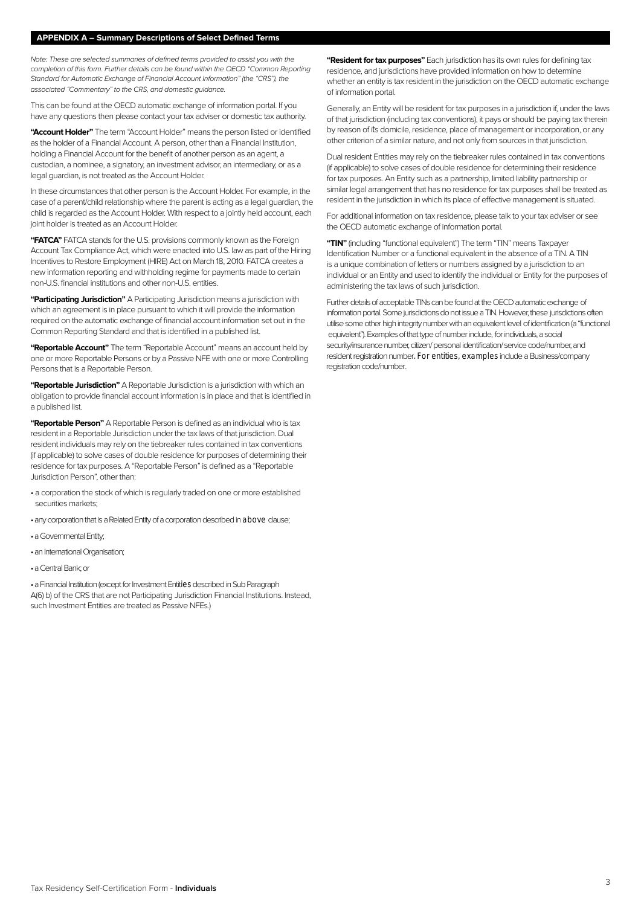## APPENDIX A – Summary Descriptions of Select Defined Terms

*Note: These are selected summaries of defined terms provided to assist you with the completion of this form. Further details can be found within the OECD "Common Reporting Standard for Automatic Exchange of Financial Account Information" (the "CRS"), the associated "Commentary" to the CRS, and domestic guidance.*

This can be found at the OECD automatic exchange of information portal. If you have any questions then please contact your tax adviser or domestic tax authority.

**"Account Holder"** The term "Account Holder" means the person listed or identified as the holder of a Financial Account. A person, other than a Financial Institution, holding a Financial Account for the benefit of another person as an agent, a custodian, a nominee, a signatory, an investment advisor, an intermediary, or as a legal guardian, is not treated as the Account Holder.

In these circumstances that other person is the Account Holder. For example, in the case of a parent/child relationship where the parent is acting as a legal guardian, the child is regarded as the Account Holder. With respect to a jointly held account, each joint holder is treated as an Account Holder.

**"FATCA"** FATCA stands for the U.S. provisions commonly known as the Foreign Account Tax Compliance Act, which were enacted into U.S. law as part of the Hiring Incentives to Restore Employment (HIRE) Act on March 18, 2010. FATCA creates a new information reporting and withholding regime for payments made to certain non-U.S. financial institutions and other non-U.S. entities.

**"Participating Jurisdiction"** A Participating Jurisdiction means a jurisdiction with which an agreement is in place pursuant to which it will provide the information required on the automatic exchange of financial account information set out in the Common Reporting Standard and that is identified in a published list.

**"Reportable Account"** The term "Reportable Account" means an account held by one or more Reportable Persons or by a Passive NFE with one or more Controlling Persons that is a Reportable Person.

**"Reportable Jurisdiction"** A Reportable Jurisdiction is a jurisdiction with which an obligation to provide financial account information is in place and that is identified in a published list.

**"Reportable Person"** A Reportable Person is defined as an individual who is tax resident in a Reportable Jurisdiction under the tax laws of that jurisdiction. Dual resident individuals may rely on the tiebreaker rules contained in tax conventions (if applicable) to solve cases of double residence for purposes of determining their residence for tax purposes. A "Reportable Person" is defined as a "Reportable Jurisdiction Person", other than:

- a corporation the stock of which is regularly traded on one or more established securities markets;
- any corporation that is a Related Entity of a corporation described in above clause;
- a Governmental Entity;
- an International Organisation;
- a Central Bank; or
- a Financial Institution (except for Investment Entities described in Sub Paragraph A(6) b) of the CRS that are not Participating Jurisdiction Financial Institutions. Instead, such Investment Entities are treated as Passive NFEs.)

**"Resident for tax purposes"** Each jurisdiction has its own rules for defining tax residence, and jurisdictions have provided information on how to determine whether an entity is tax resident in the jurisdiction on the OECD automatic exchange of information portal.

Generally, an Entity will be resident for tax purposes in a jurisdiction if, under the laws of that jurisdiction (including tax conventions), it pays or should be paying tax therein by reason of its domicile, residence, place of management or incorporation, or any other criterion of a similar nature, and not only from sources in that jurisdiction.

Dual resident Entities may rely on the tiebreaker rules contained in tax conventions (if applicable) to solve cases of double residence for determining their residence for tax purposes. An Entity such as a partnership, limited liability partnership or similar legal arrangement that has no residence for tax purposes shall be treated as resident in the jurisdiction in which its place of effective management is situated.

For additional information on tax residence, please talk to your tax adviser or see the OECD automatic exchange of information portal.

**"TIN"** (including "functional equivalent") The term "TIN" means Taxpayer Identification Number or a functional equivalent in the absence of a TIN. A TIN is a unique combination of letters or numbers assigned by a jurisdiction to an individual or an Entity and used to identify the individual or Entity for the purposes of administering the tax laws of such jurisdiction.

Further details of acceptable TINs can be found at the OECD automatic exchange of information portal. Some jurisdictions do not issue a TIN. However, these jurisdictions often utilise some other high integrity number with an equivalent level of identification (a "functional equivalent"). Examples of that type of number include, for individuals, a social security/insurance number, citizen/ personal identification/ service code/number, and resident registration number. For entities, examples include a Business/company registration code/number.